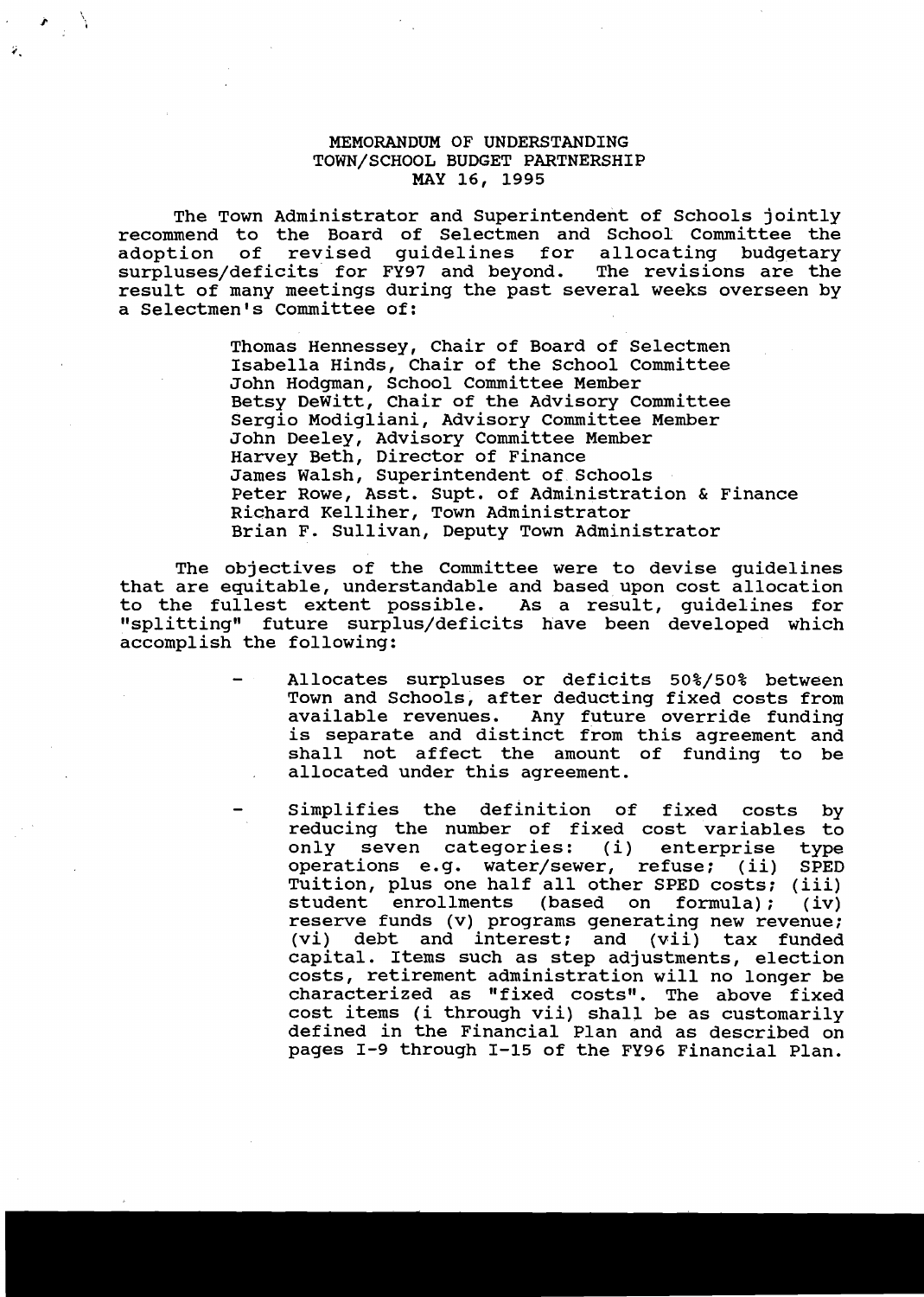# MEMORANDUM OF UNDERSTANDING
## TOWN/SCHOOL BUDGET PARTNERSHIP
### MAY 16, 1995

The Town Administrator and Superintendent of Schools jointly recommend to the Board of Selectmen and School Committee the adoption of revised guidelines for allocating budgetary surpluses/deficits for FY97 and beyond. The revisions are the result of many meetings during the past several weeks overseen by a Selectmen's Committee of:

> Thomas Hennessey, Chair of Board of Selectmen
> Isabella Hinds, Chair of the School Committee
> John Hodgman, School Committee Member
> Betsy DeWitt, Chair of the Advisory Committee
> Sergio Modigliani, Advisory Committee Member
> John Deeley, Advisory Committee Member
> Harvey Beth, Director of Finance
> James Walsh, Superintendent of Schools
> Peter Rowe, Asst. Supt. of Administration & Finance
> Richard Kelliher, Town Administrator
> Brian F. Sullivan, Deputy Town Administrator

The objectives of the Committee were to devise guidelines that are equitable, understandable and based upon cost allocation to the fullest extent possible. As a result, guidelines for "splitting" future surplus/deficits have been developed which accomplish the following:

- Allocates surpluses or deficits 50%/50% between Town and Schools, after deducting fixed costs from available revenues. Any future override funding is separate and distinct from this agreement and shall not affect the amount of funding to be allocated under this agreement.

- Simplifies the definition of fixed costs by reducing the number of fixed cost variables to only seven categories: (i) enterprise type operations e.g. water/sewer, refuse; (ii) SPED Tuition, plus one half all other SPED costs; (iii) student enrollments (based on formula); (iv) reserve funds (v) programs generating new revenue; (vi) debt and interest; and (vii) tax funded capital. Items such as step adjustments, election costs, retirement administration will no longer be characterized as "fixed costs". The above fixed cost items (i through vii) shall be as customarily defined in the Financial Plan and as described on pages I-9 through I-15 of the FY96 Financial Plan.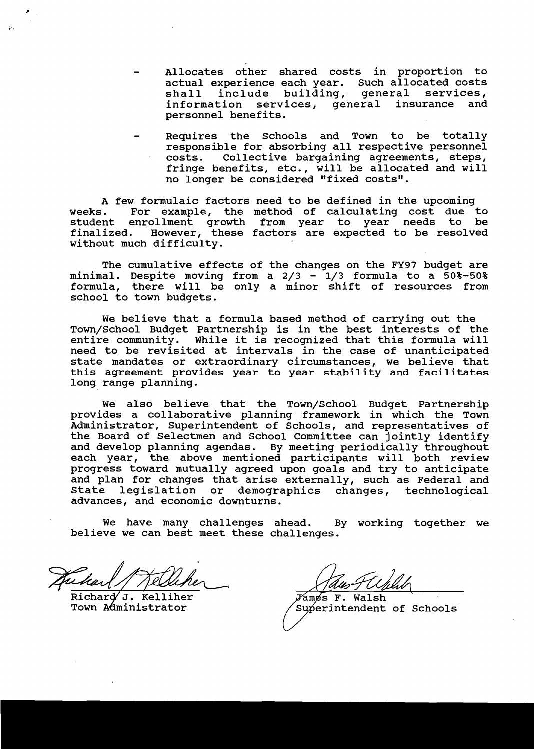- Allocates other shared costs in proportion to actual experience each year. Such allocated costs shall include building, general services, information services, general insurance and personnel benefits.

- Requires the Schools and Town to be totally responsible for absorbing all respective personnel costs. Collective bargaining agreements, steps, fringe benefits, etc., will be allocated and will no longer be considered "fixed costs".

A few formulaic factors need to be defined in the upcoming weeks. For example, the method of calculating cost due to student enrollment growth from year to year needs to be finalized. However, these factors are expected to be resolved without much difficulty.

The cumulative effects of the changes on the FY97 budget are minimal. Despite moving from a 2/3 - 1/3 formula to a 50%-50% formula, there will be only a minor shift of resources from school to town budgets.

We believe that a formula based method of carrying out the Town/School Budget Partnership is in the best interests of the entire community. While it is recognized that this formula will need to be revisited at intervals in the case of unanticipated state mandates or extraordinary circumstances, we believe that this agreement provides year to year stability and facilitates long range planning.

We also believe that the Town/School Budget Partnership provides a collaborative planning framework in which the Town Administrator, Superintendent of Schools, and representatives of the Board of Selectmen and School Committee can jointly identify and develop planning agendas. By meeting periodically throughout each year, the above mentioned participants will both review progress toward mutually agreed upon goals and try to anticipate and plan for changes that arise externally, such as Federal and State legislation or demographics changes, technological advances, and economic downturns.

We have many challenges ahead. By working together we believe we can best meet these challenges.

Richard J. Kelliher
Town Administrator

James F. Walsh
Superintendent of Schools